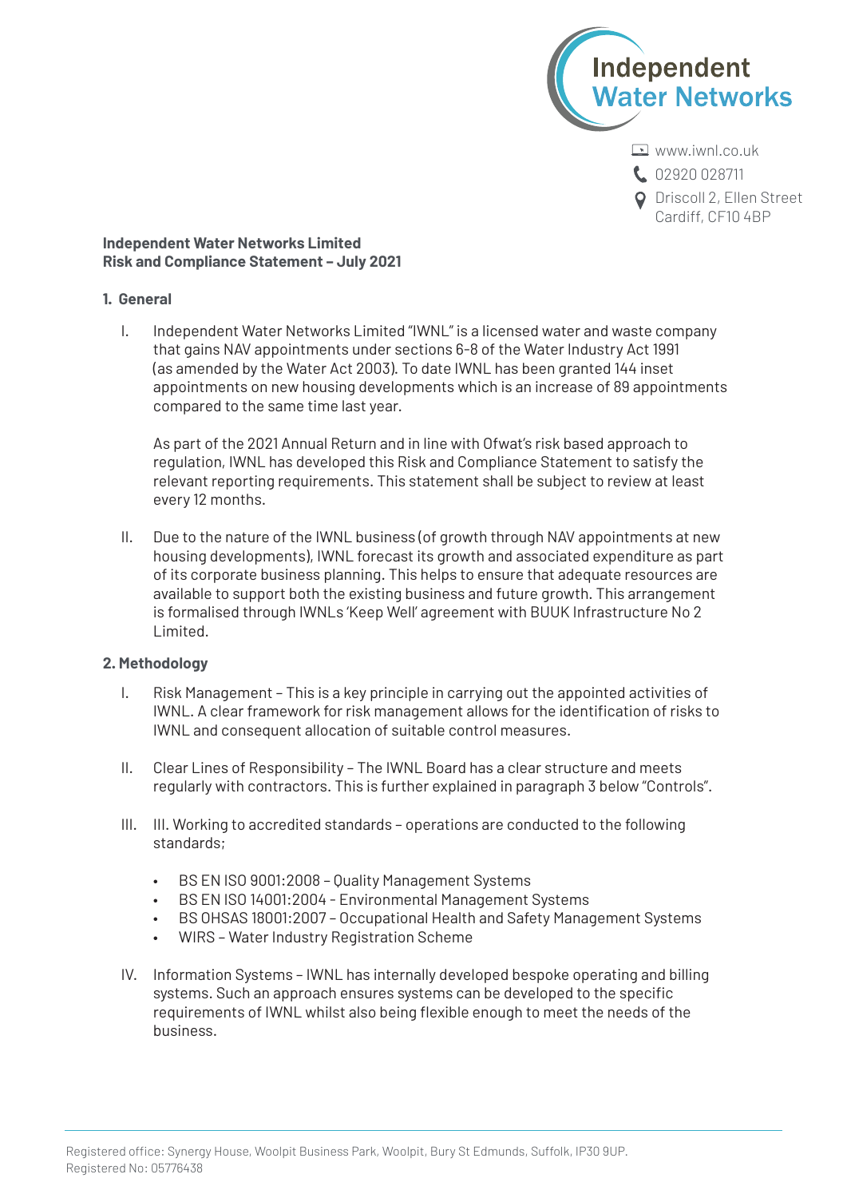Independent Water Networks

www.iwnl.co.uk
02920 028711
Driscoll 2, Ellen Street
Cardiff, CF10 4BP

**Independent Water Networks Limited**
**Risk and Compliance Statement – July 2021**

## 1. General

I. Independent Water Networks Limited "IWNL" is a licensed water and waste company that gains NAV appointments under sections 6-8 of the Water Industry Act 1991 (as amended by the Water Act 2003). To date IWNL has been granted 144 inset appointments on new housing developments which is an increase of 89 appointments compared to the same time last year.

   As part of the 2021 Annual Return and in line with Ofwat's risk based approach to regulation, IWNL has developed this Risk and Compliance Statement to satisfy the relevant reporting requirements. This statement shall be subject to review at least every 12 months.

II. Due to the nature of the IWNL business (of growth through NAV appointments at new housing developments), IWNL forecast its growth and associated expenditure as part of its corporate business planning. This helps to ensure that adequate resources are available to support both the existing business and future growth. This arrangement is formalised through IWNLs 'Keep Well' agreement with BUUK Infrastructure No 2 Limited.

## 2. Methodology

I. Risk Management – This is a key principle in carrying out the appointed activities of IWNL. A clear framework for risk management allows for the identification of risks to IWNL and consequent allocation of suitable control measures.

II. Clear Lines of Responsibility – The IWNL Board has a clear structure and meets regularly with contractors. This is further explained in paragraph 3 below "Controls".

III. III. Working to accredited standards – operations are conducted to the following standards;

   - BS EN ISO 9001:2008 – Quality Management Systems
   - BS EN ISO 14001:2004 – Environmental Management Systems
   - BS OHSAS 18001:2007 – Occupational Health and Safety Management Systems
   - WIRS – Water Industry Registration Scheme

IV. Information Systems – IWNL has internally developed bespoke operating and billing systems. Such an approach ensures systems can be developed to the specific requirements of IWNL whilst also being flexible enough to meet the needs of the business.

Registered office: Synergy House, Woolpit Business Park, Woolpit, Bury St Edmunds, Suffolk, IP30 9UP.
Registered No: 05776438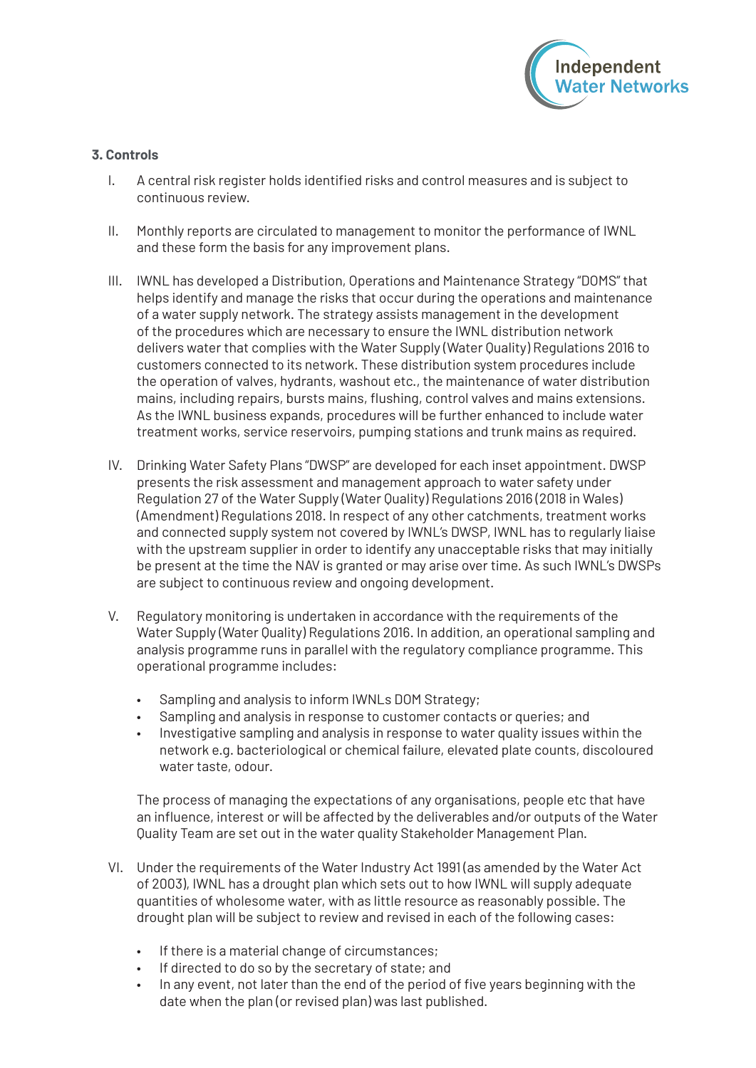### 3. Controls

I. A central risk register holds identified risks and control measures and is subject to continuous review.

II. Monthly reports are circulated to management to monitor the performance of IWNL and these form the basis for any improvement plans.

III. IWNL has developed a Distribution, Operations and Maintenance Strategy "DOMS" that helps identify and manage the risks that occur during the operations and maintenance of a water supply network. The strategy assists management in the development of the procedures which are necessary to ensure the IWNL distribution network delivers water that complies with the Water Supply (Water Quality) Regulations 2016 to customers connected to its network. These distribution system procedures include the operation of valves, hydrants, washout etc., the maintenance of water distribution mains, including repairs, bursts mains, flushing, control valves and mains extensions. As the IWNL business expands, procedures will be further enhanced to include water treatment works, service reservoirs, pumping stations and trunk mains as required.

IV. Drinking Water Safety Plans "DWSP" are developed for each inset appointment. DWSP presents the risk assessment and management approach to water safety under Regulation 27 of the Water Supply (Water Quality) Regulations 2016 (2018 in Wales) (Amendment) Regulations 2018. In respect of any other catchments, treatment works and connected supply system not covered by IWNL's DWSP, IWNL has to regularly liaise with the upstream supplier in order to identify any unacceptable risks that may initially be present at the time the NAV is granted or may arise over time. As such IWNL's DWSPs are subject to continuous review and ongoing development.

V. Regulatory monitoring is undertaken in accordance with the requirements of the Water Supply (Water Quality) Regulations 2016. In addition, an operational sampling and analysis programme runs in parallel with the regulatory compliance programme. This operational programme includes:

- Sampling and analysis to inform IWNLs DOM Strategy;
- Sampling and analysis in response to customer contacts or queries; and
- Investigative sampling and analysis in response to water quality issues within the network e.g. bacteriological or chemical failure, elevated plate counts, discoloured water taste, odour.

The process of managing the expectations of any organisations, people etc that have an influence, interest or will be affected by the deliverables and/or outputs of the Water Quality Team are set out in the water quality Stakeholder Management Plan.

VI. Under the requirements of the Water Industry Act 1991 (as amended by the Water Act of 2003), IWNL has a drought plan which sets out to how IWNL will supply adequate quantities of wholesome water, with as little resource as reasonably possible. The drought plan will be subject to review and revised in each of the following cases:

- If there is a material change of circumstances;
- If directed to do so by the secretary of state; and
- In any event, not later than the end of the period of five years beginning with the date when the plan (or revised plan) was last published.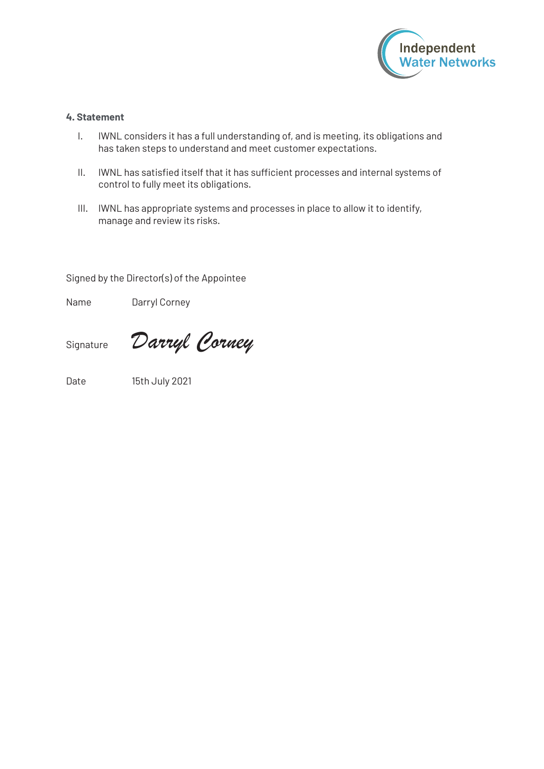#### 4. Statement

I. IWNL considers it has a full understanding of, and is meeting, its obligations and has taken steps to understand and meet customer expectations.

II. IWNL has satisfied itself that it has sufficient processes and internal systems of control to fully meet its obligations.

III. IWNL has appropriate systems and processes in place to allow it to identify, manage and review its risks.

Signed by the Director(s) of the Appointee

Name Darryl Corney

Signature *Darryl Corney*

Date 15th July 2021